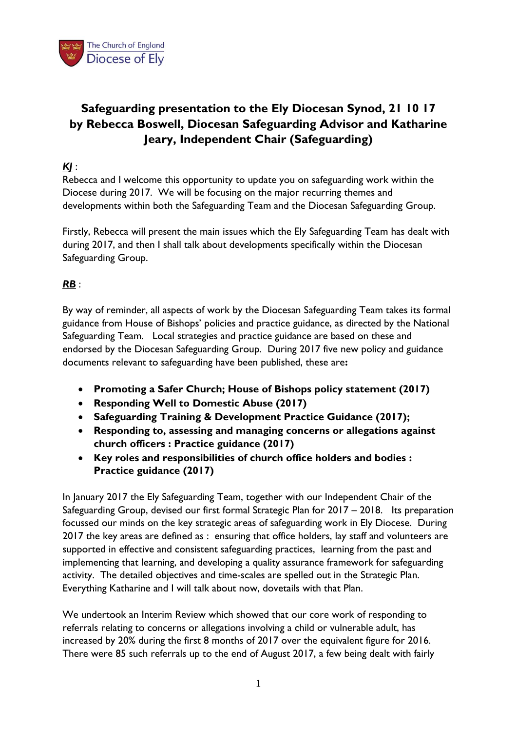# Safeguarding presentation to the Ely Diocesan Synod, 21 10 17 by Rebecca Boswell, Diocesan Safeguarding Advisor and Katharine Jeary, Independent Chair (Safeguarding)

***KJ*** :

Rebecca and I welcome this opportunity to update you on safeguarding work within the Diocese during 2017. We will be focusing on the major recurring themes and developments within both the Safeguarding Team and the Diocesan Safeguarding Group.

Firstly, Rebecca will present the main issues which the Ely Safeguarding Team has dealt with during 2017, and then I shall talk about developments specifically within the Diocesan Safeguarding Group.

***RB*** :

By way of reminder, all aspects of work by the Diocesan Safeguarding Team takes its formal guidance from House of Bishops' policies and practice guidance, as directed by the National Safeguarding Team. Local strategies and practice guidance are based on these and endorsed by the Diocesan Safeguarding Group. During 2017 five new policy and guidance documents relevant to safeguarding have been published, these are**:**

- **Promoting a Safer Church; House of Bishops policy statement (2017)**
- **Responding Well to Domestic Abuse (2017)**
- **Safeguarding Training & Development Practice Guidance (2017);**
- **Responding to, assessing and managing concerns or allegations against church officers : Practice guidance (2017)**
- **Key roles and responsibilities of church office holders and bodies : Practice guidance (2017)**

In January 2017 the Ely Safeguarding Team, together with our Independent Chair of the Safeguarding Group, devised our first formal Strategic Plan for 2017 – 2018. Its preparation focussed our minds on the key strategic areas of safeguarding work in Ely Diocese. During 2017 the key areas are defined as : ensuring that office holders, lay staff and volunteers are supported in effective and consistent safeguarding practices, learning from the past and implementing that learning, and developing a quality assurance framework for safeguarding activity. The detailed objectives and time-scales are spelled out in the Strategic Plan. Everything Katharine and I will talk about now, dovetails with that Plan.

We undertook an Interim Review which showed that our core work of responding to referrals relating to concerns or allegations involving a child or vulnerable adult, has increased by 20% during the first 8 months of 2017 over the equivalent figure for 2016. There were 85 such referrals up to the end of August 2017, a few being dealt with fairly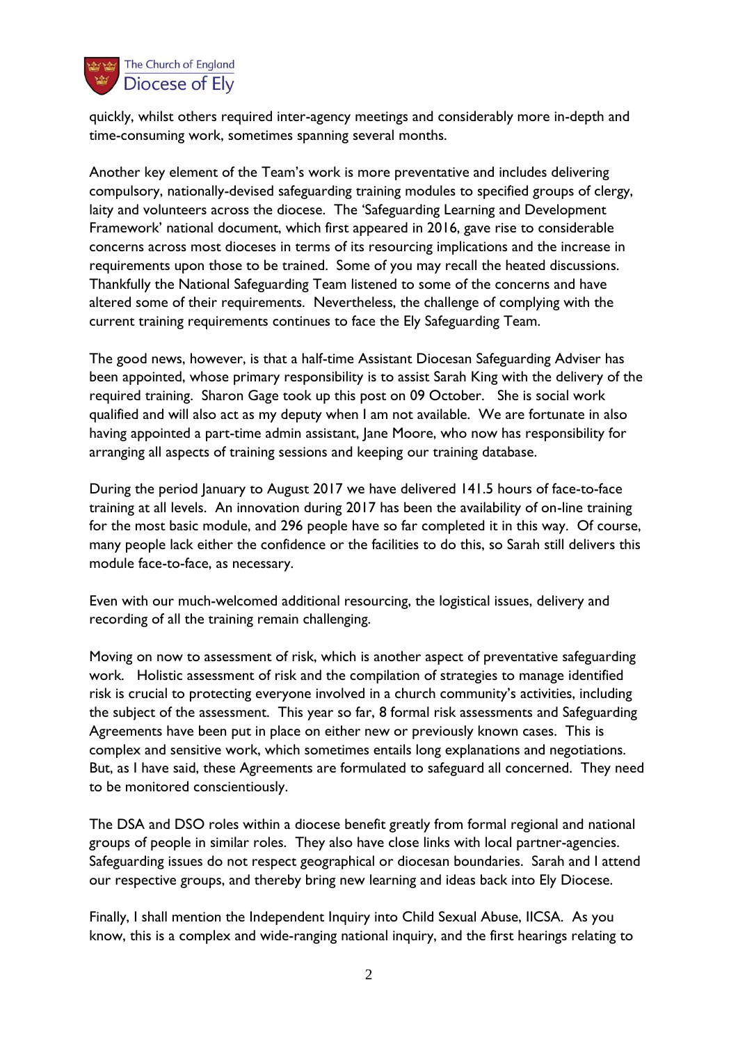quickly, whilst others required inter-agency meetings and considerably more in-depth and time-consuming work, sometimes spanning several months.

Another key element of the Team's work is more preventative and includes delivering compulsory, nationally-devised safeguarding training modules to specified groups of clergy, laity and volunteers across the diocese. The 'Safeguarding Learning and Development Framework' national document, which first appeared in 2016, gave rise to considerable concerns across most dioceses in terms of its resourcing implications and the increase in requirements upon those to be trained. Some of you may recall the heated discussions. Thankfully the National Safeguarding Team listened to some of the concerns and have altered some of their requirements. Nevertheless, the challenge of complying with the current training requirements continues to face the Ely Safeguarding Team.

The good news, however, is that a half-time Assistant Diocesan Safeguarding Adviser has been appointed, whose primary responsibility is to assist Sarah King with the delivery of the required training. Sharon Gage took up this post on 09 October. She is social work qualified and will also act as my deputy when I am not available. We are fortunate in also having appointed a part-time admin assistant, Jane Moore, who now has responsibility for arranging all aspects of training sessions and keeping our training database.

During the period January to August 2017 we have delivered 141.5 hours of face-to-face training at all levels. An innovation during 2017 has been the availability of on-line training for the most basic module, and 296 people have so far completed it in this way. Of course, many people lack either the confidence or the facilities to do this, so Sarah still delivers this module face-to-face, as necessary.

Even with our much-welcomed additional resourcing, the logistical issues, delivery and recording of all the training remain challenging.

Moving on now to assessment of risk, which is another aspect of preventative safeguarding work. Holistic assessment of risk and the compilation of strategies to manage identified risk is crucial to protecting everyone involved in a church community's activities, including the subject of the assessment. This year so far, 8 formal risk assessments and Safeguarding Agreements have been put in place on either new or previously known cases. This is complex and sensitive work, which sometimes entails long explanations and negotiations. But, as I have said, these Agreements are formulated to safeguard all concerned. They need to be monitored conscientiously.

The DSA and DSO roles within a diocese benefit greatly from formal regional and national groups of people in similar roles. They also have close links with local partner-agencies. Safeguarding issues do not respect geographical or diocesan boundaries. Sarah and I attend our respective groups, and thereby bring new learning and ideas back into Ely Diocese.

Finally, I shall mention the Independent Inquiry into Child Sexual Abuse, IICSA. As you know, this is a complex and wide-ranging national inquiry, and the first hearings relating to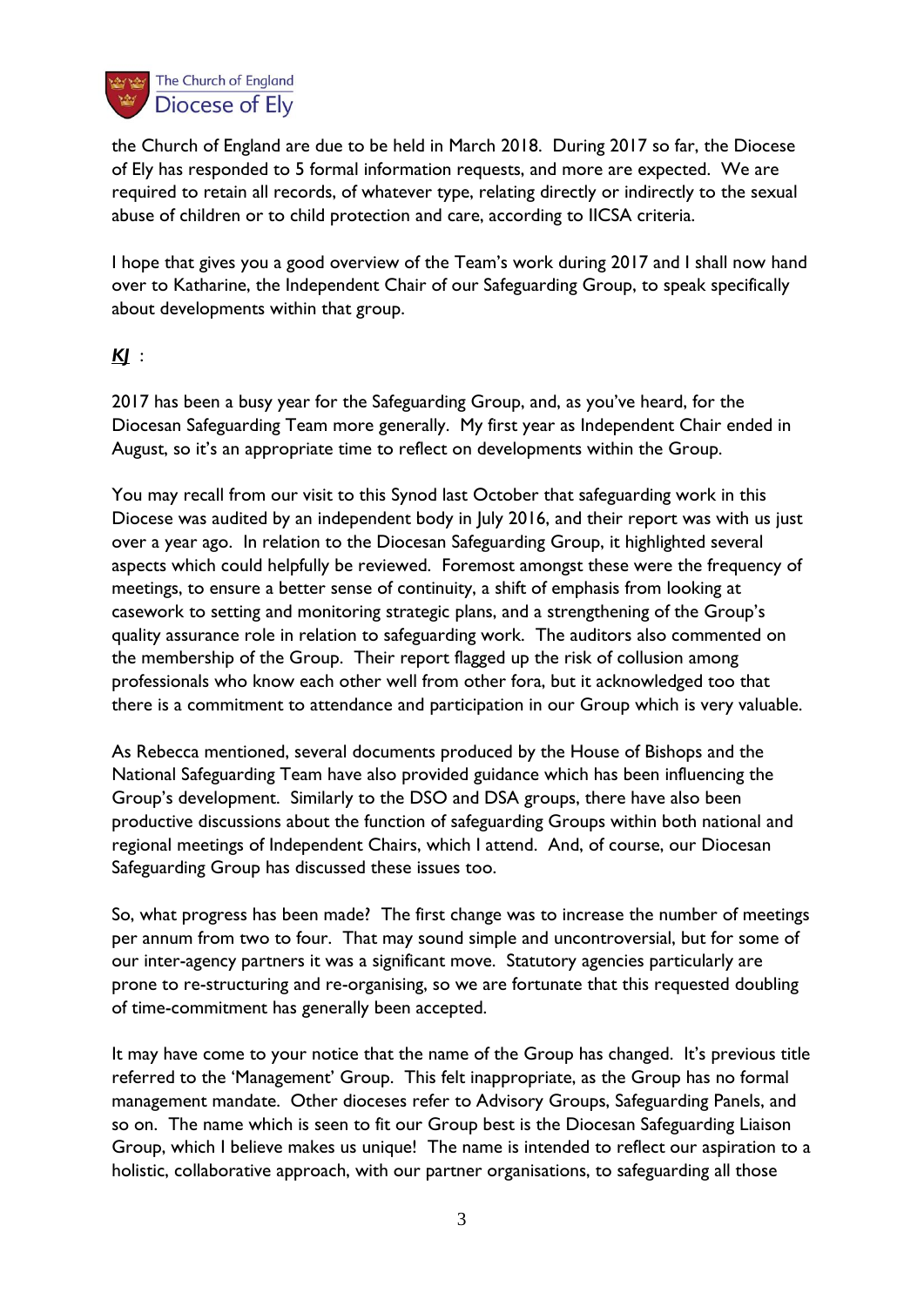the Church of England are due to be held in March 2018. During 2017 so far, the Diocese of Ely has responded to 5 formal information requests, and more are expected. We are required to retain all records, of whatever type, relating directly or indirectly to the sexual abuse of children or to child protection and care, according to IICSA criteria.

I hope that gives you a good overview of the Team's work during 2017 and I shall now hand over to Katharine, the Independent Chair of our Safeguarding Group, to speak specifically about developments within that group.

***KJ*** :

2017 has been a busy year for the Safeguarding Group, and, as you've heard, for the Diocesan Safeguarding Team more generally. My first year as Independent Chair ended in August, so it's an appropriate time to reflect on developments within the Group.

You may recall from our visit to this Synod last October that safeguarding work in this Diocese was audited by an independent body in July 2016, and their report was with us just over a year ago. In relation to the Diocesan Safeguarding Group, it highlighted several aspects which could helpfully be reviewed. Foremost amongst these were the frequency of meetings, to ensure a better sense of continuity, a shift of emphasis from looking at casework to setting and monitoring strategic plans, and a strengthening of the Group's quality assurance role in relation to safeguarding work. The auditors also commented on the membership of the Group. Their report flagged up the risk of collusion among professionals who know each other well from other fora, but it acknowledged too that there is a commitment to attendance and participation in our Group which is very valuable.

As Rebecca mentioned, several documents produced by the House of Bishops and the National Safeguarding Team have also provided guidance which has been influencing the Group's development. Similarly to the DSO and DSA groups, there have also been productive discussions about the function of safeguarding Groups within both national and regional meetings of Independent Chairs, which I attend. And, of course, our Diocesan Safeguarding Group has discussed these issues too.

So, what progress has been made? The first change was to increase the number of meetings per annum from two to four. That may sound simple and uncontroversial, but for some of our inter-agency partners it was a significant move. Statutory agencies particularly are prone to re-structuring and re-organising, so we are fortunate that this requested doubling of time-commitment has generally been accepted.

It may have come to your notice that the name of the Group has changed. It's previous title referred to the 'Management' Group. This felt inappropriate, as the Group has no formal management mandate. Other dioceses refer to Advisory Groups, Safeguarding Panels, and so on. The name which is seen to fit our Group best is the Diocesan Safeguarding Liaison Group, which I believe makes us unique! The name is intended to reflect our aspiration to a holistic, collaborative approach, with our partner organisations, to safeguarding all those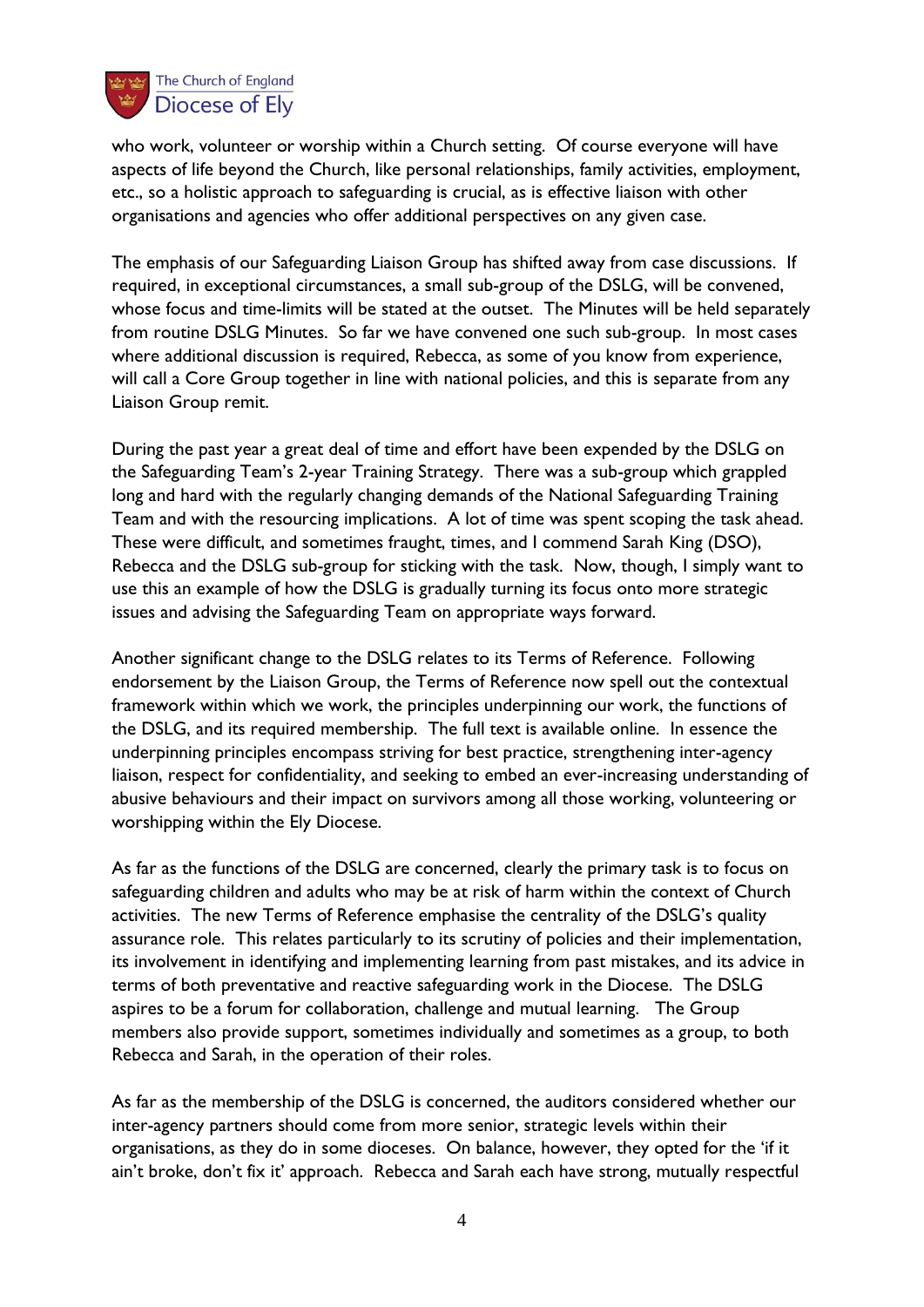who work, volunteer or worship within a Church setting. Of course everyone will have aspects of life beyond the Church, like personal relationships, family activities, employment, etc., so a holistic approach to safeguarding is crucial, as is effective liaison with other organisations and agencies who offer additional perspectives on any given case.

The emphasis of our Safeguarding Liaison Group has shifted away from case discussions. If required, in exceptional circumstances, a small sub-group of the DSLG, will be convened, whose focus and time-limits will be stated at the outset. The Minutes will be held separately from routine DSLG Minutes. So far we have convened one such sub-group. In most cases where additional discussion is required, Rebecca, as some of you know from experience, will call a Core Group together in line with national policies, and this is separate from any Liaison Group remit.

During the past year a great deal of time and effort have been expended by the DSLG on the Safeguarding Team's 2-year Training Strategy. There was a sub-group which grappled long and hard with the regularly changing demands of the National Safeguarding Training Team and with the resourcing implications. A lot of time was spent scoping the task ahead. These were difficult, and sometimes fraught, times, and I commend Sarah King (DSO), Rebecca and the DSLG sub-group for sticking with the task. Now, though, I simply want to use this an example of how the DSLG is gradually turning its focus onto more strategic issues and advising the Safeguarding Team on appropriate ways forward.

Another significant change to the DSLG relates to its Terms of Reference. Following endorsement by the Liaison Group, the Terms of Reference now spell out the contextual framework within which we work, the principles underpinning our work, the functions of the DSLG, and its required membership. The full text is available online. In essence the underpinning principles encompass striving for best practice, strengthening inter-agency liaison, respect for confidentiality, and seeking to embed an ever-increasing understanding of abusive behaviours and their impact on survivors among all those working, volunteering or worshipping within the Ely Diocese.

As far as the functions of the DSLG are concerned, clearly the primary task is to focus on safeguarding children and adults who may be at risk of harm within the context of Church activities. The new Terms of Reference emphasise the centrality of the DSLG's quality assurance role. This relates particularly to its scrutiny of policies and their implementation, its involvement in identifying and implementing learning from past mistakes, and its advice in terms of both preventative and reactive safeguarding work in the Diocese. The DSLG aspires to be a forum for collaboration, challenge and mutual learning. The Group members also provide support, sometimes individually and sometimes as a group, to both Rebecca and Sarah, in the operation of their roles.

As far as the membership of the DSLG is concerned, the auditors considered whether our inter-agency partners should come from more senior, strategic levels within their organisations, as they do in some dioceses. On balance, however, they opted for the 'if it ain't broke, don't fix it' approach. Rebecca and Sarah each have strong, mutually respectful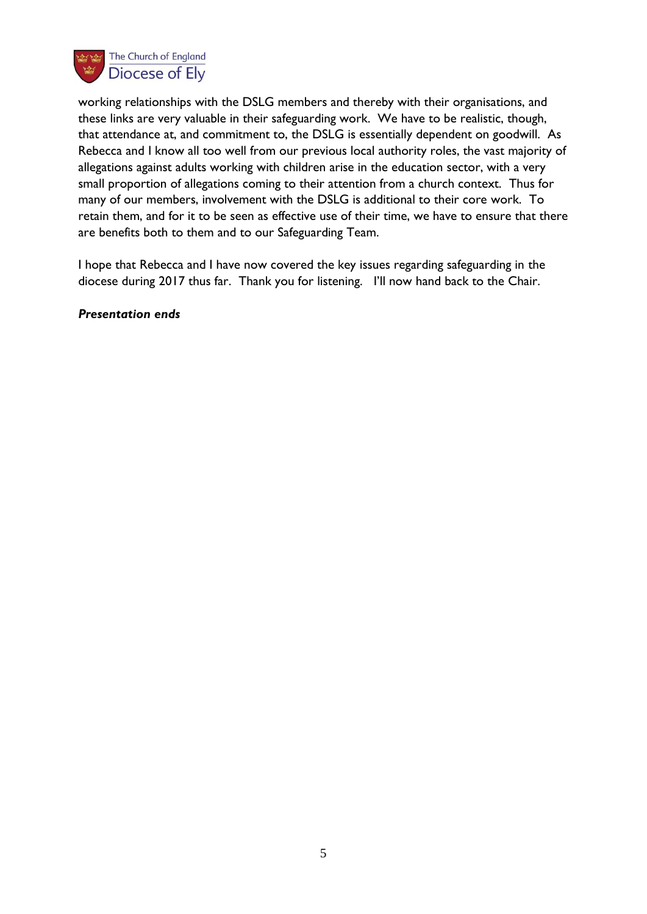working relationships with the DSLG members and thereby with their organisations, and these links are very valuable in their safeguarding work. We have to be realistic, though, that attendance at, and commitment to, the DSLG is essentially dependent on goodwill. As Rebecca and I know all too well from our previous local authority roles, the vast majority of allegations against adults working with children arise in the education sector, with a very small proportion of allegations coming to their attention from a church context. Thus for many of our members, involvement with the DSLG is additional to their core work. To retain them, and for it to be seen as effective use of their time, we have to ensure that there are benefits both to them and to our Safeguarding Team.

I hope that Rebecca and I have now covered the key issues regarding safeguarding in the diocese during 2017 thus far. Thank you for listening. I'll now hand back to the Chair.

***Presentation ends***